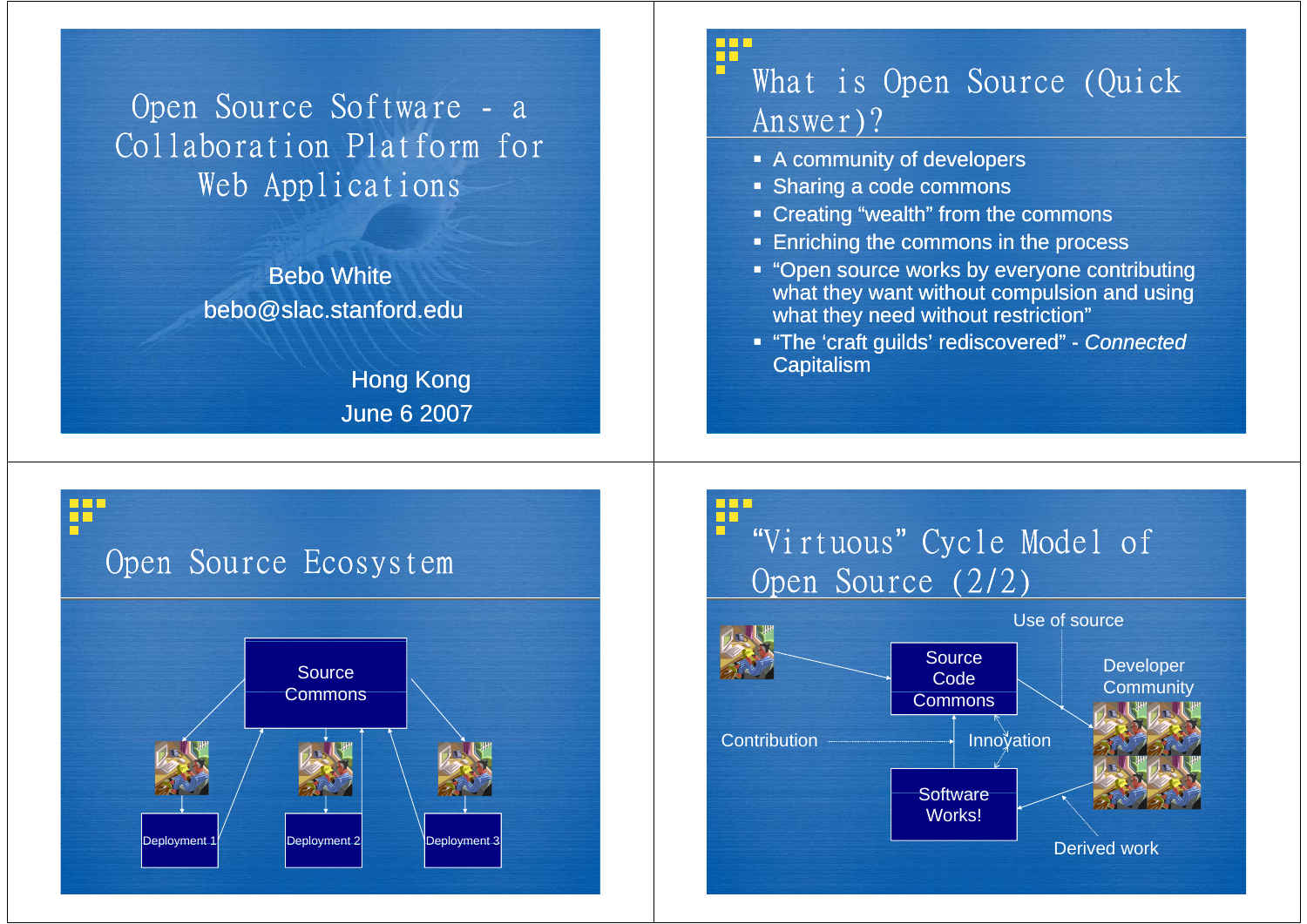# Open Source Software - a Collaboration Platform for Web Applications

Bebo White
bebo@slac.stanford.edu

Hong Kong
June 6 2007

## What is Open Source (Quick Answer)?

- A community of developers
- Sharing a code commons
- Creating "wealth" from the commons
- Enriching the commons in the process
- "Open source works by everyone contributing what they want without compulsion and using what they need without restriction"
- "The 'craft guilds' rediscovered" - *Connected* Capitalism

## Open Source Ecosystem

Source Commons

Deployment 1

Deployment 2

Deployment 3

## "Virtuous" Cycle Model of Open Source (2/2)

Use of source

Source Code Commons

Developer Community

Contribution

Innovation

Software Works!

Derived work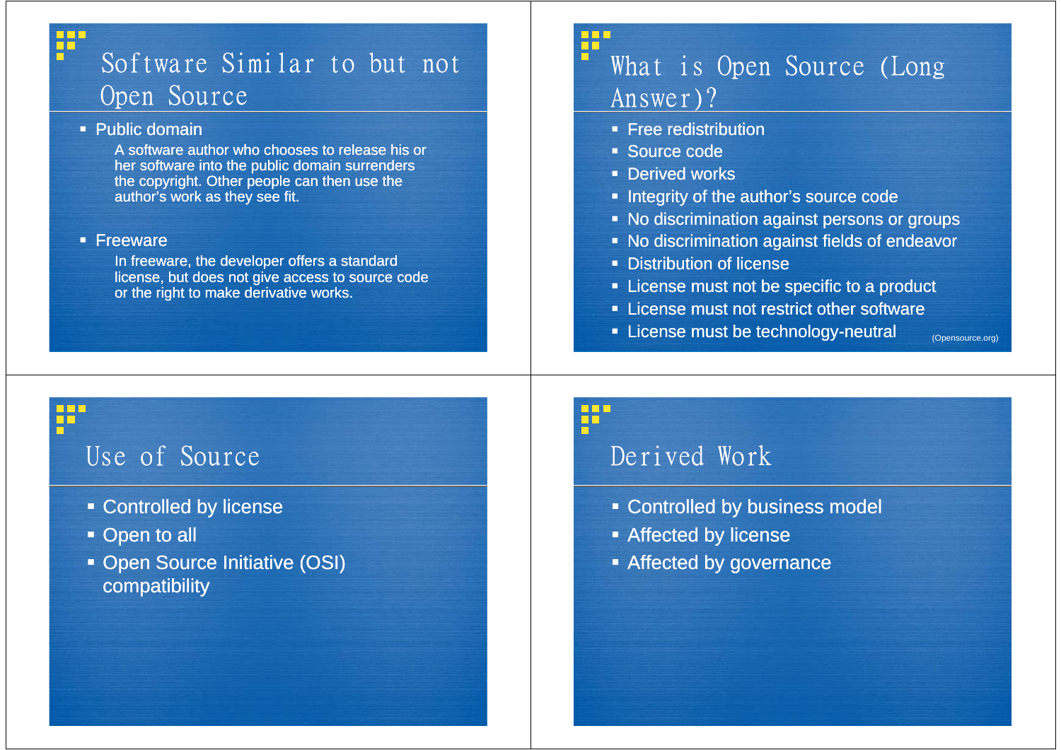## Software Similar to but not Open Source

- Public domain

  A software author who chooses to release his or her software into the public domain surrenders the copyright. Other people can then use the author's work as they see fit.

- Freeware

  In freeware, the developer offers a standard license, but does not give access to source code or the right to make derivative works.

## What is Open Source (Long Answer)?

- Free redistribution
- Source code
- Derived works
- Integrity of the author's source code
- No discrimination against persons or groups
- No discrimination against fields of endeavor
- Distribution of license
- License must not be specific to a product
- License must not restrict other software
- License must be technology-neutral

(Opensource.org)

## Use of Source

- Controlled by license
- Open to all
- Open Source Initiative (OSI) compatibility

## Derived Work

- Controlled by business model
- Affected by license
- Affected by governance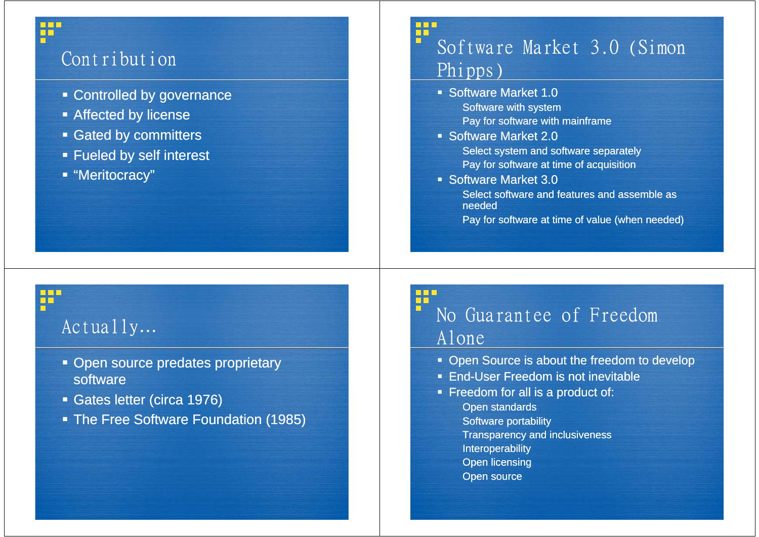## Contribution

- Controlled by governance
- Affected by license
- Gated by committers
- Fueled by self interest
- “Meritocracy”

## Software Market 3.0 (Simon Phipps)

- Software Market 1.0
  - Software with system
  - Pay for software with mainframe
- Software Market 2.0
  - Select system and software separately
  - Pay for software at time of acquisition
- Software Market 3.0
  - Select software and features and assemble as needed
  - Pay for software at time of value (when needed)

## Actually…

- Open source predates proprietary software
- Gates letter (circa 1976)
- The Free Software Foundation (1985)

## No Guarantee of Freedom Alone

- Open Source is about the freedom to develop
- End-User Freedom is not inevitable
- Freedom for all is a product of:
  - Open standards
  - Software portability
  - Transparency and inclusiveness
  - Interoperability
  - Open licensing
  - Open source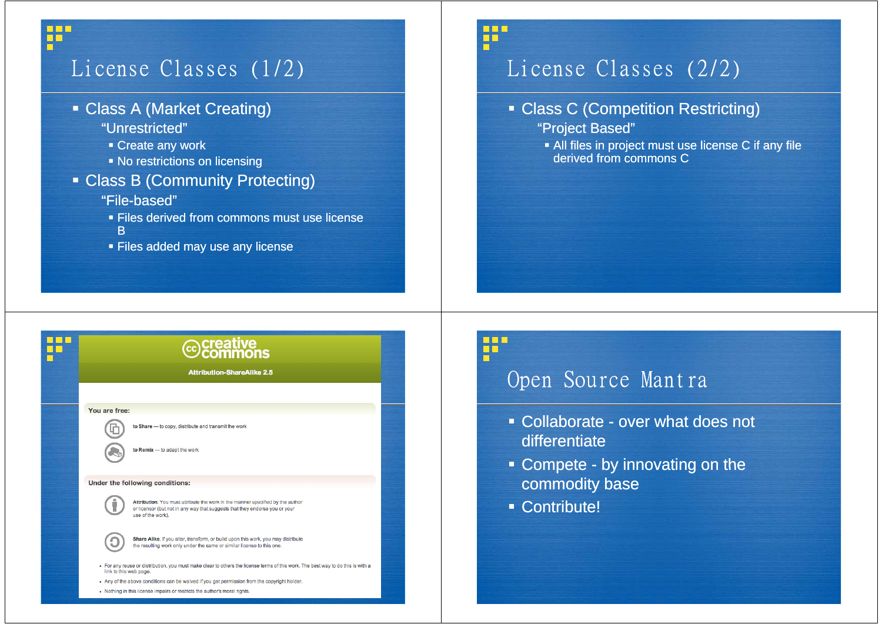## License Classes (1/2)

- Class A (Market Creating)
  "Unrestricted"
  - Create any work
  - No restrictions on licensing
- Class B (Community Protecting)
  "File-based"
  - Files derived from commons must use license B
  - Files added may use any license

## License Classes (2/2)

- Class C (Competition Restricting)
  "Project Based"
  - All files in project must use license C if any file derived from commons C

**creative commons**

**Attribution-ShareAlike 2.5**

**You are free:**

- **to Share** — to copy, distribute and transmit the work
- **to Remix** — to adapt the work

**Under the following conditions:**

- **Attribution.** You must attribute the work in the manner specified by the author or licensor (but not in any way that suggests that they endorse you or your use of the work).
- **Share Alike.** If you alter, transform, or build upon this work, you may distribute the resulting work only under the same or similar license to this one.

- For any reuse or distribution, you must make clear to others the license terms of this work. The best way to do this is with a link to this web page.
- Any of the above conditions can be waived if you get permission from the copyright holder.
- Nothing in this license impairs or restricts the author's moral rights.

## Open Source Mantra

- Collaborate - over what does not differentiate
- Compete - by innovating on the commodity base
- Contribute!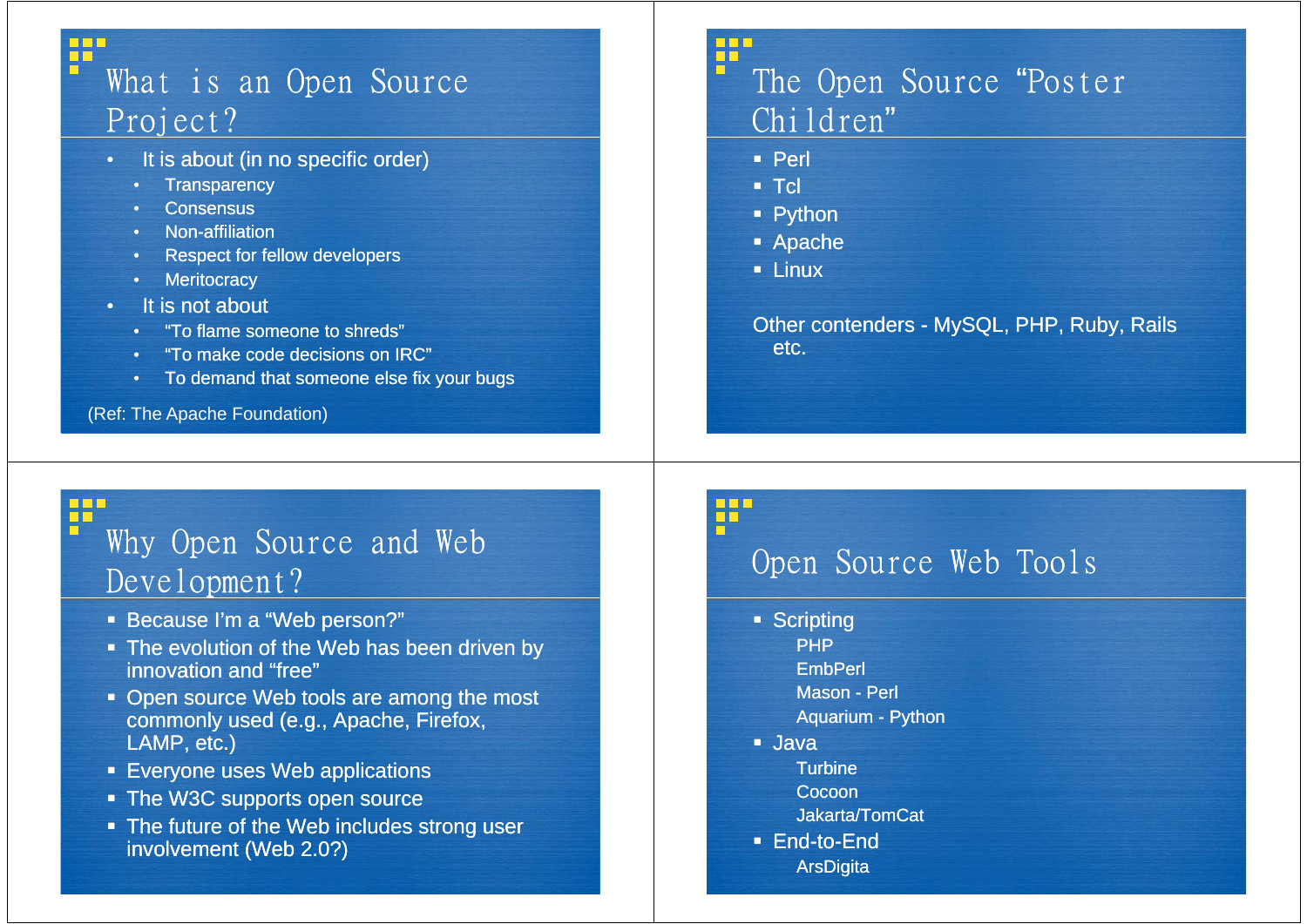## What is an Open Source Project?

- It is about (in no specific order)
  - Transparency
  - Consensus
  - Non-affiliation
  - Respect for fellow developers
  - Meritocracy
- It is not about
  - "To flame someone to shreds"
  - "To make code decisions on IRC"
  - To demand that someone else fix your bugs

(Ref: The Apache Foundation)

## The Open Source "Poster Children"

- Perl
- Tcl
- Python
- Apache
- Linux

Other contenders - MySQL, PHP, Ruby, Rails etc.

## Why Open Source and Web Development?

- Because I'm a "Web person?"
- The evolution of the Web has been driven by innovation and "free"
- Open source Web tools are among the most commonly used (e.g., Apache, Firefox, LAMP, etc.)
- Everyone uses Web applications
- The W3C supports open source
- The future of the Web includes strong user involvement (Web 2.0?)

## Open Source Web Tools

- Scripting
  - PHP
  - EmbPerl
  - Mason - Perl
  - Aquarium - Python
- Java
  - Turbine
  - Cocoon
  - Jakarta/TomCat
- End-to-End
  - ArsDigita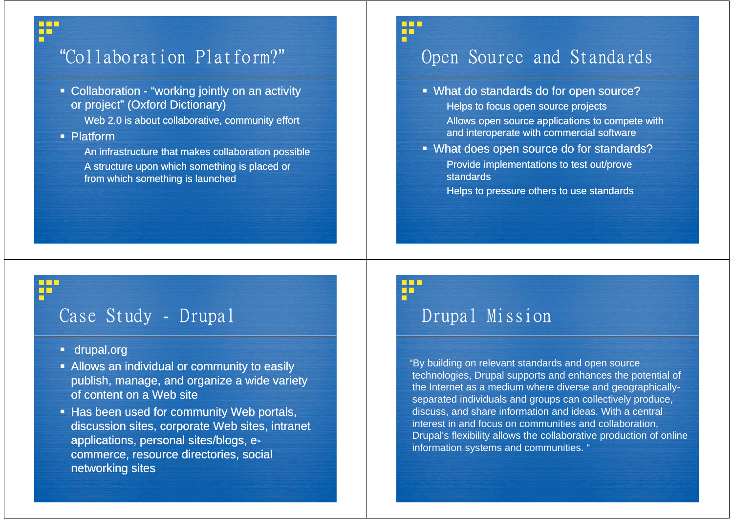## "Collaboration Platform?"

- Collaboration - "working jointly on an activity or project" (Oxford Dictionary)
  - Web 2.0 is about collaborative, community effort
- Platform
  - An infrastructure that makes collaboration possible
  - A structure upon which something is placed or from which something is launched

## Open Source and Standards

- What do standards do for open source?
  - Helps to focus open source projects
  - Allows open source applications to compete with and interoperate with commercial software
- What does open source do for standards?
  - Provide implementations to test out/prove standards
  - Helps to pressure others to use standards

## Case Study - Drupal

- drupal.org
- Allows an individual or community to easily publish, manage, and organize a wide variety of content on a Web site
- Has been used for community Web portals, discussion sites, corporate Web sites, intranet applications, personal sites/blogs, e-commerce, resource directories, social networking sites

## Drupal Mission

"By building on relevant standards and open source technologies, Drupal supports and enhances the potential of the Internet as a medium where diverse and geographically-separated individuals and groups can collectively produce, discuss, and share information and ideas. With a central interest in and focus on communities and collaboration, Drupal's flexibility allows the collaborative production of online information systems and communities. "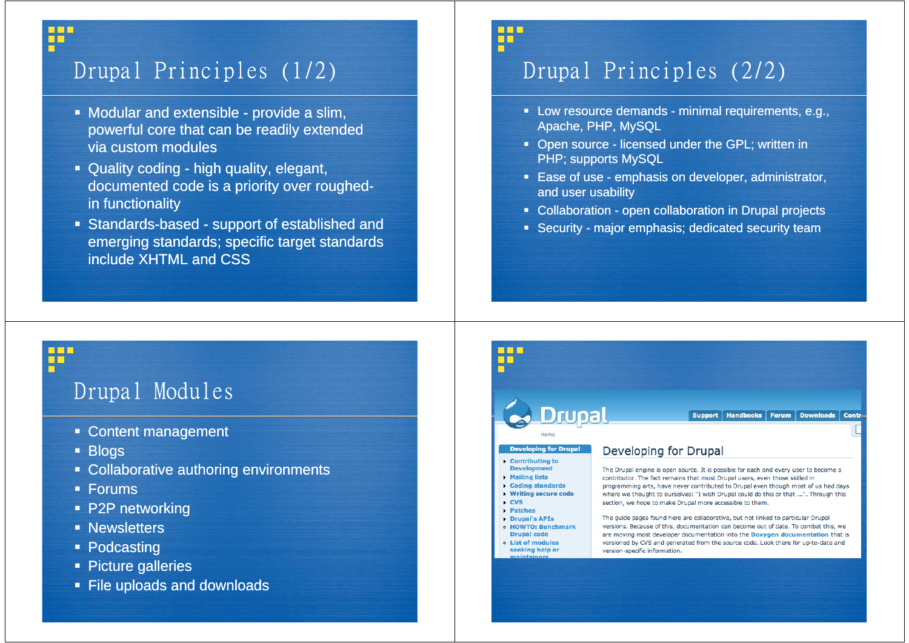# Drupal Principles (1/2)

- Modular and extensible - provide a slim, powerful core that can be readily extended via custom modules
- Quality coding - high quality, elegant, documented code is a priority over roughed-in functionality
- Standards-based - support of established and emerging standards; specific target standards include XHTML and CSS

# Drupal Principles (2/2)

- Low resource demands - minimal requirements, e.g., Apache, PHP, MySQL
- Open source - licensed under the GPL; written in PHP; supports MySQL
- Ease of use - emphasis on developer, administrator, and user usability
- Collaboration - open collaboration in Drupal projects
- Security - major emphasis; dedicated security team

# Drupal Modules

- Content management
- Blogs
- Collaborative authoring environments
- Forums
- P2P networking
- Newsletters
- Podcasting
- Picture galleries
- File uploads and downloads

Drupal

Support | Handbooks | Forum | Downloads | Contr

Home

**Developing for Drupal**

- Contributing to Development
- Mailing lists
- Coding standards
- Writing secure code
- CVS
- Patches
- Drupal's APIs
- HOWTO: Benchmark Drupal code
- List of modules seeking help or maintainers

## Developing for Drupal

The Drupal engine is open source. It is possible for each and every user to become a contributor. The fact remains that most Drupal users, even those skilled in programming arts, have never contributed to Drupal even though most of us had days where we thought to ourselves: "I wish Drupal could do this or that ...". Through this section, we hope to make Drupal more accessible to them.

The guide pages found here are collaborative, but not linked to particular Drupal versions. Because of this, documentation can become out of date. To combat this, we are moving most developer documentation into the Doxygen documentation that is versioned by CVS and generated from the source code. Look there for up-to-date and version-specific information.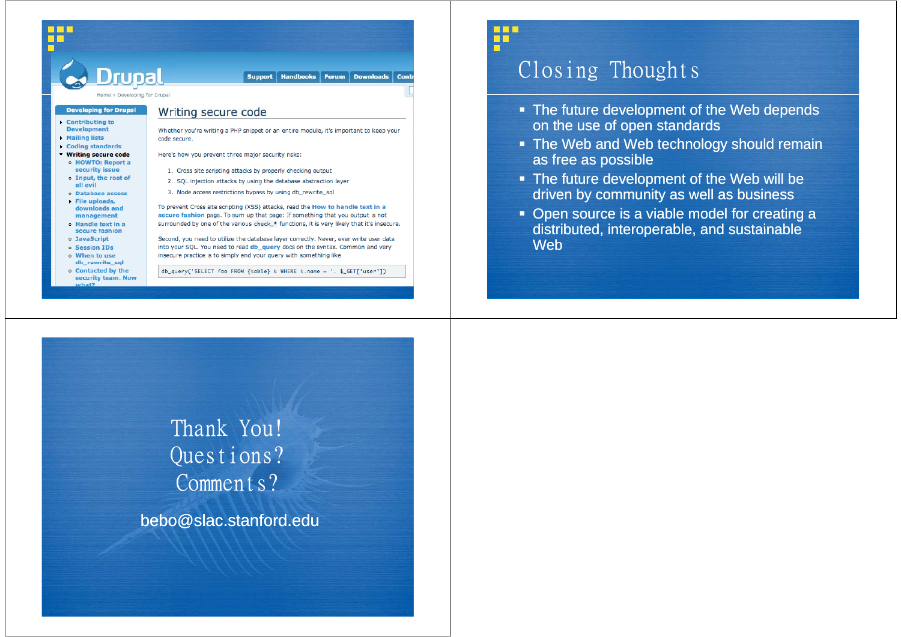## Writing secure code

Developing for Drupal

- Contributing to Development
- Mailing lists
- Coding standards
- Writing secure code
  - HOWTO: Report a security issue
  - Input, the root of all evil
  - Database access
  - File uploads, downloads and management
  - Handle text in a secure fashion
  - JavaScript
  - Session IDs
  - When to use db_rewrite_sql
  - Contacted by the security team. Now what?

Whether you're writing a PHP snippet or an entire module, it's important to keep your code secure.

Here's how you prevent three major security risks:

1. Cross site scripting attacks by properly checking output
2. SQL injection attacks by using the database abstraction layer
3. Node access restrictions bypass by using db_rewrite_sql

To prevent Cross site scripting (XSS) attacks, read the **How to handle text in a secure fashion** page. To sum up that page: If something that you output is not surrounded by one of the various check_* functions, it is very likely that it's insecure.

Second, you need to utilize the database layer correctly. Never, ever write user data into your SQL. You need to read **db_query** docs on the syntax. Common and very insecure practice is to simply end your query with something like

```
db_query('SELECT foo FROM {table} t WHERE t.name = '. $_GET['user'])
```

## Closing Thoughts

- The future development of the Web depends on the use of open standards
- The Web and Web technology should remain as free as possible
- The future development of the Web will be driven by community as well as business
- Open source is a viable model for creating a distributed, interoperable, and sustainable Web

## Thank You! Questions? Comments?

bebo@slac.stanford.edu